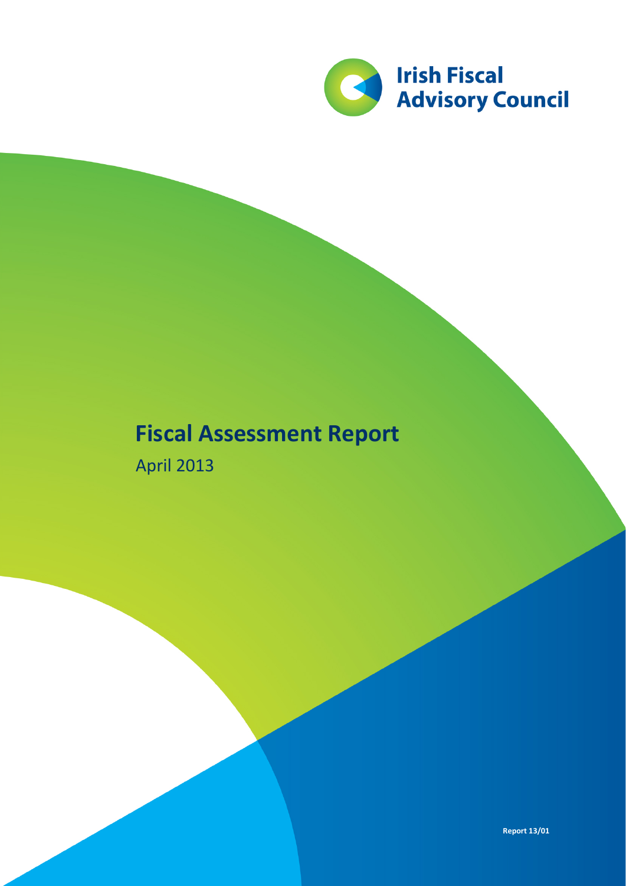Irish Fiscal Advisory Council

# Fiscal Assessment Report

April 2013

Report 13/01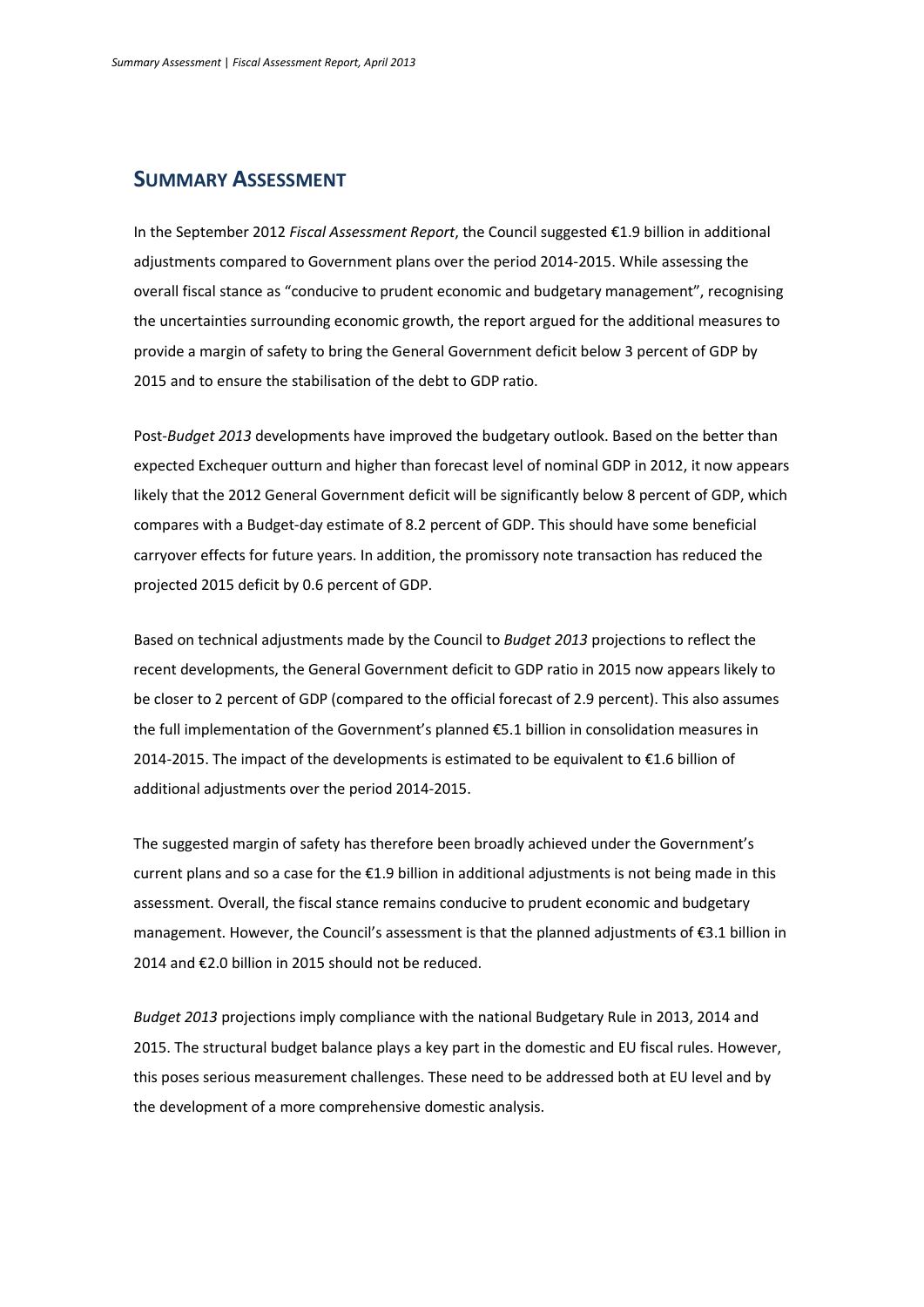## Summary Assessment

In the September 2012 *Fiscal Assessment Report*, the Council suggested €1.9 billion in additional adjustments compared to Government plans over the period 2014-2015. While assessing the overall fiscal stance as "conducive to prudent economic and budgetary management", recognising the uncertainties surrounding economic growth, the report argued for the additional measures to provide a margin of safety to bring the General Government deficit below 3 percent of GDP by 2015 and to ensure the stabilisation of the debt to GDP ratio.

Post-*Budget 2013* developments have improved the budgetary outlook. Based on the better than expected Exchequer outturn and higher than forecast level of nominal GDP in 2012, it now appears likely that the 2012 General Government deficit will be significantly below 8 percent of GDP, which compares with a Budget-day estimate of 8.2 percent of GDP. This should have some beneficial carryover effects for future years. In addition, the promissory note transaction has reduced the projected 2015 deficit by 0.6 percent of GDP.

Based on technical adjustments made by the Council to *Budget 2013* projections to reflect the recent developments, the General Government deficit to GDP ratio in 2015 now appears likely to be closer to 2 percent of GDP (compared to the official forecast of 2.9 percent). This also assumes the full implementation of the Government's planned €5.1 billion in consolidation measures in 2014-2015. The impact of the developments is estimated to be equivalent to €1.6 billion of additional adjustments over the period 2014-2015.

The suggested margin of safety has therefore been broadly achieved under the Government's current plans and so a case for the €1.9 billion in additional adjustments is not being made in this assessment. Overall, the fiscal stance remains conducive to prudent economic and budgetary management. However, the Council's assessment is that the planned adjustments of €3.1 billion in 2014 and €2.0 billion in 2015 should not be reduced.

*Budget 2013* projections imply compliance with the national Budgetary Rule in 2013, 2014 and 2015. The structural budget balance plays a key part in the domestic and EU fiscal rules. However, this poses serious measurement challenges. These need to be addressed both at EU level and by the development of a more comprehensive domestic analysis.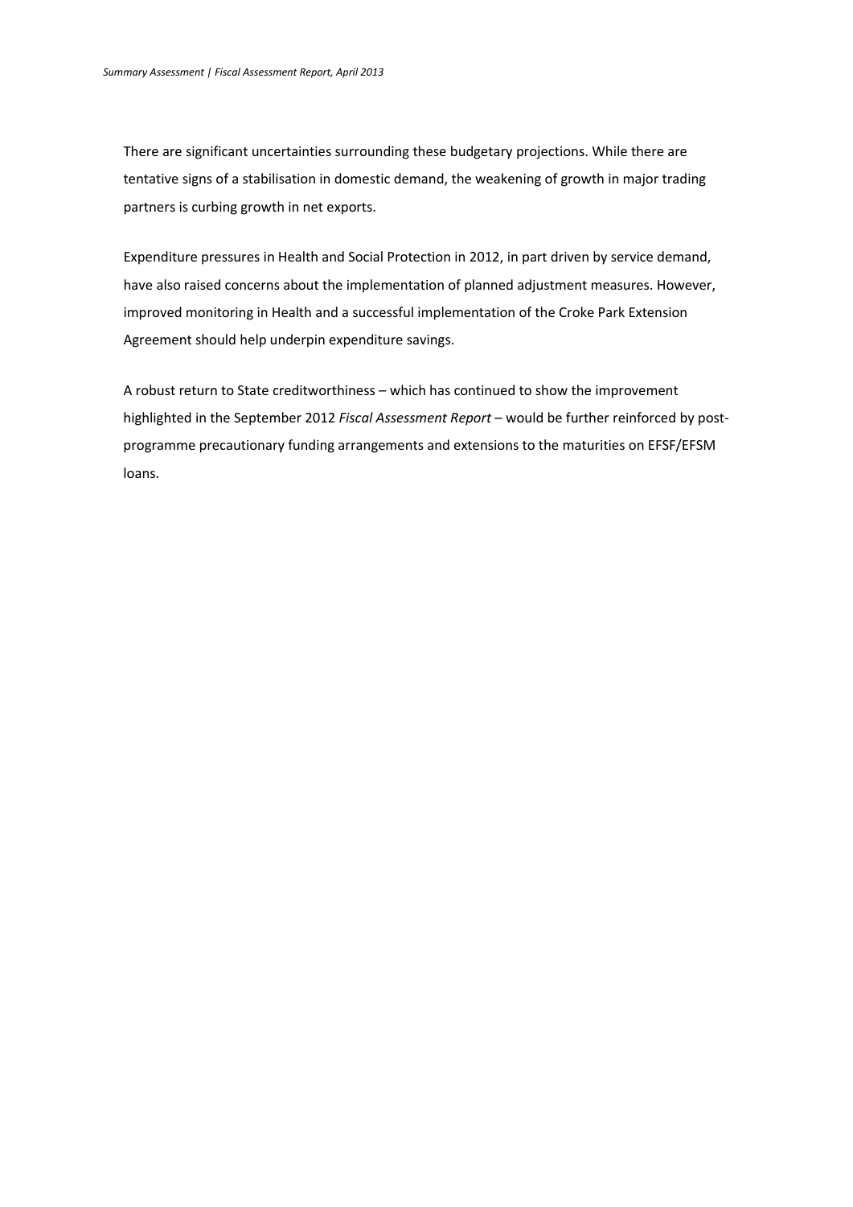There are significant uncertainties surrounding these budgetary projections. While there are tentative signs of a stabilisation in domestic demand, the weakening of growth in major trading partners is curbing growth in net exports.

Expenditure pressures in Health and Social Protection in 2012, in part driven by service demand, have also raised concerns about the implementation of planned adjustment measures. However, improved monitoring in Health and a successful implementation of the Croke Park Extension Agreement should help underpin expenditure savings.

A robust return to State creditworthiness – which has continued to show the improvement highlighted in the September 2012 *Fiscal Assessment Report* – would be further reinforced by post-programme precautionary funding arrangements and extensions to the maturities on EFSF/EFSM loans.